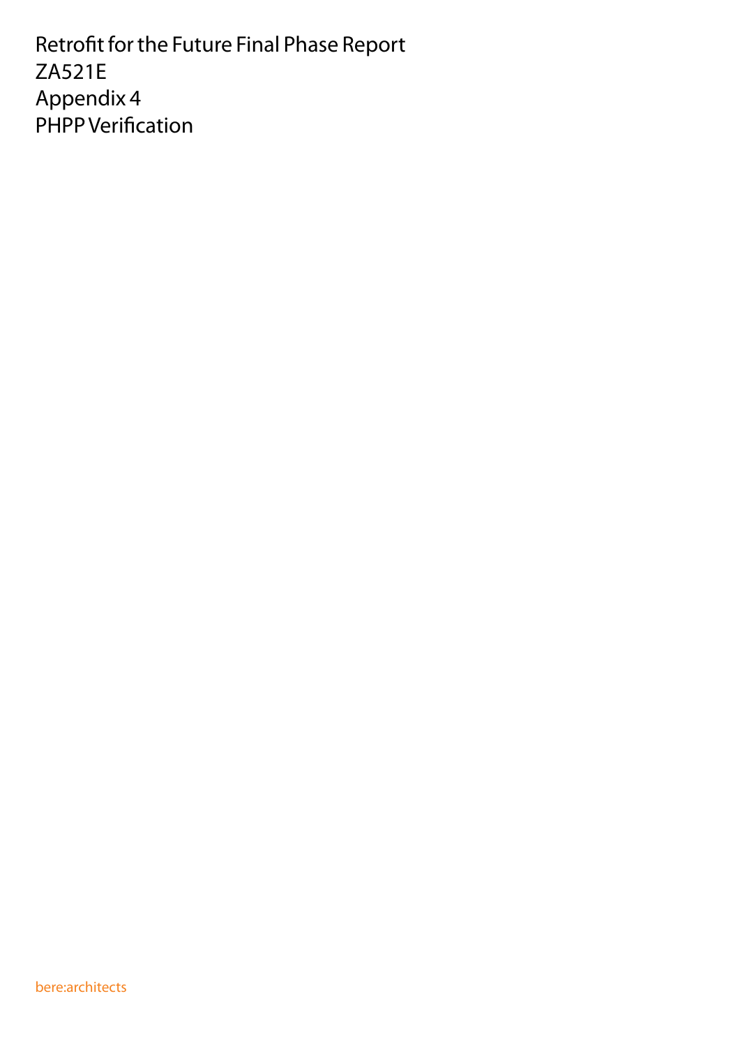# Retrofit for the Future Final Phase Report
# ZA521E
# Appendix 4
# PHPP Verification

bere:architects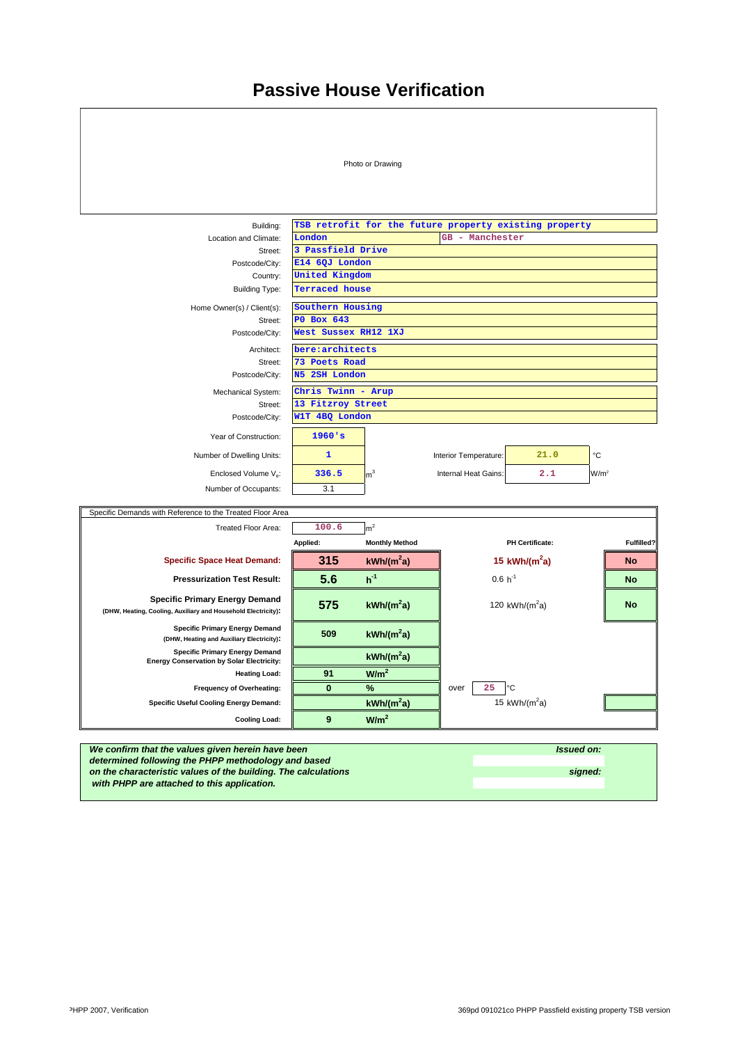# Passive House Verification

Photo or Drawing

| | |
|---|---|
| Building: | TSB retrofit for the future property existing property |
| Location and Climate: | London — GB - Manchester |
| Street: | 3 Passfield Drive |
| Postcode/City: | E14 6QJ London |
| Country: | United Kingdom |
| Building Type: | Terraced house |
| Home Owner(s) / Client(s): | Southern Housing |
| Street: | P0 Box 643 |
| Postcode/City: | West Sussex RH12 1XJ |
| Architect: | bere:architects |
| Street: | 73 Poets Road |
| Postcode/City: | N5 2SH London |
| Mechanical System: | Chris Twinn - Arup |
| Street: | 13 Fitzroy Street |
| Postcode/City: | W1T 4BQ London |

| | | | | | |
|---|---|---|---|---|---|
| Year of Construction: | 1960's | | | | |
| Number of Dwelling Units: | 1 | | Interior Temperature: | 21.0 | °C |
| Enclosed Volume $V_e$: | 336.5 | $m^3$ | Internal Heat Gains: | 2.1 | $W/m^2$ |
| Number of Occupants: | 3.1 | | | | |

Specific Demands with Reference to the Treated Floor Area

| | Applied: | Monthly Method | PH Certificate: | Fulfilled? |
|---|---|---|---|---|
| Treated Floor Area: | 100.6 | $m^2$ | | |
| **Specific Space Heat Demand:** | **315** | **$kWh/(m^2a)$** | **15 $kWh/(m^2a)$** | **No** |
| **Pressurization Test Result:** | **5.6** | **$h^{-1}$** | 0.6 $h^{-1}$ | **No** |
| **Specific Primary Energy Demand** (DHW, Heating, Cooling, Auxiliary and Household Electricity): | **575** | **$kWh/(m^2a)$** | 120 $kWh/(m^2a)$ | **No** |
| **Specific Primary Energy Demand** (DHW, Heating and Auxiliary Electricity): | **509** | **$kWh/(m^2a)$** | | |
| **Specific Primary Energy Demand Energy Conservation by Solar Electricity:** | | **$kWh/(m^2a)$** | | |
| **Heating Load:** | **91** | **$W/m^2$** | | |
| **Frequency of Overheating:** | **0** | **%** | over 25 °C | |
| **Specific Useful Cooling Energy Demand:** | | **$kWh/(m^2a)$** | 15 $kWh/(m^2a)$ | |
| **Cooling Load:** | **9** | **$W/m^2$** | | |

***We confirm that the values given herein have been determined following the PHPP methodology and based on the characteristic values of the building. The calculations with PHPP are attached to this application.***

***Issued on:***

***signed:***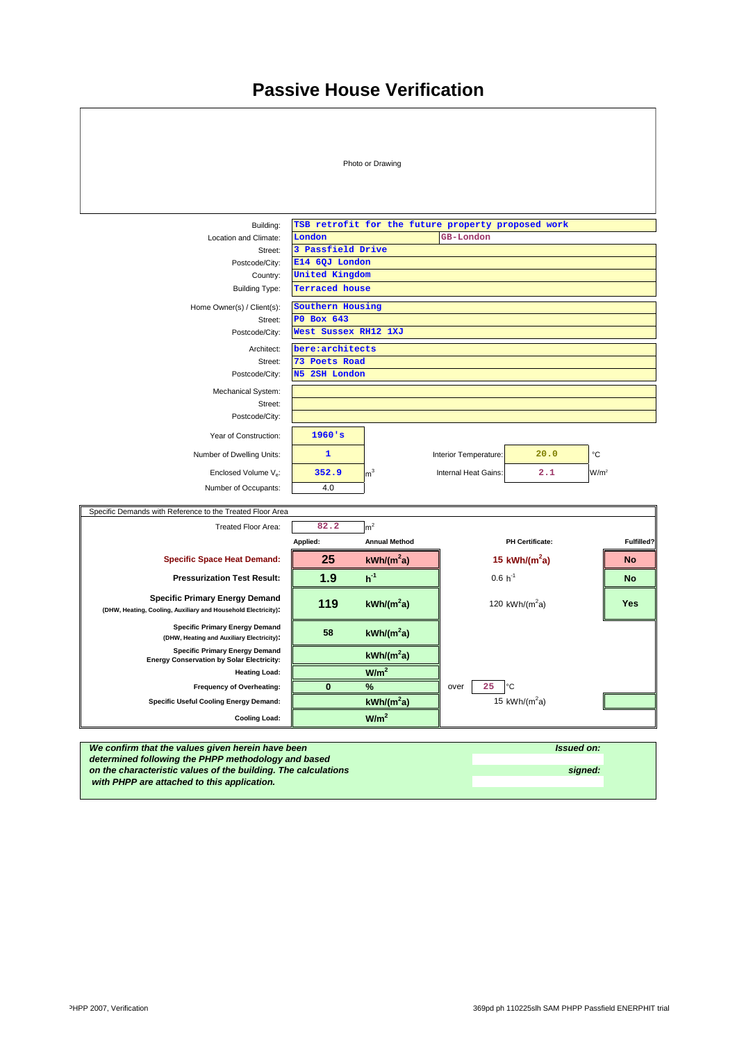# Passive House Verification

Photo or Drawing

| | | | |
|---|---|---|---|
| Building: | TSB retrofit for the future property proposed work | | |
| Location and Climate: | London | GB-London | |
| Street: | 3 Passfield Drive | | |
| Postcode/City: | E14 6QJ London | | |
| Country: | United Kingdom | | |
| Building Type: | Terraced house | | |
| Home Owner(s) / Client(s): | Southern Housing | | |
| Street: | P0 Box 643 | | |
| Postcode/City: | West Sussex RH12 1XJ | | |
| Architect: | bere:architects | | |
| Street: | 73 Poets Road | | |
| Postcode/City: | N5 2SH London | | |
| Mechanical System: | | | |
| Street: | | | |
| Postcode/City: | | | |

| | | | | |
|---|---|---|---|---|
| Year of Construction: | 1960's | | | |
| Number of Dwelling Units: | 1 | | Interior Temperature: | 20.0 °C |
| Enclosed Volume $V_e$: | 352.9 | $m^3$ | Internal Heat Gains: | 2.1 $W/m^2$ |
| Number of Occupants: | 4.0 | | | |

Specific Demands with Reference to the Treated Floor Area

Treated Floor Area: 82.2 $m^2$

| | Applied: | Annual Method | PH Certificate: | Fulfilled? |
|---|---|---|---|---|
| **Specific Space Heat Demand:** | 25 | $kWh/(m^2a)$ | 15 $kWh/(m^2a)$ | No |
| **Pressurization Test Result:** | 1.9 | $h^{-1}$ | 0.6 $h^{-1}$ | No |
| **Specific Primary Energy Demand** (DHW, Heating, Cooling, Auxiliary and Household Electricity): | 119 | $kWh/(m^2a)$ | 120 $kWh/(m^2a)$ | Yes |
| **Specific Primary Energy Demand** (DHW, Heating and Auxiliary Electricity): | 58 | $kWh/(m^2a)$ | | |
| **Specific Primary Energy Demand Energy Conservation by Solar Electricity:** | | $kWh/(m^2a)$ | | |
| **Heating Load:** | | $W/m^2$ | | |
| **Frequency of Overheating:** | 0 | % | over 25 °C | |
| **Specific Useful Cooling Energy Demand:** | | $kWh/(m^2a)$ | 15 $kWh/(m^2a)$ | |
| **Cooling Load:** | | $W/m^2$ | | |

*We confirm that the values given herein have been determined following the PHPP methodology and based on the characteristic values of the building. The calculations with PHPP are attached to this application.*

*Issued on:*

*signed:*

PHPP 2007, Verification

369pd ph 110225slh SAM PHPP Passfield ENERPHIT trial